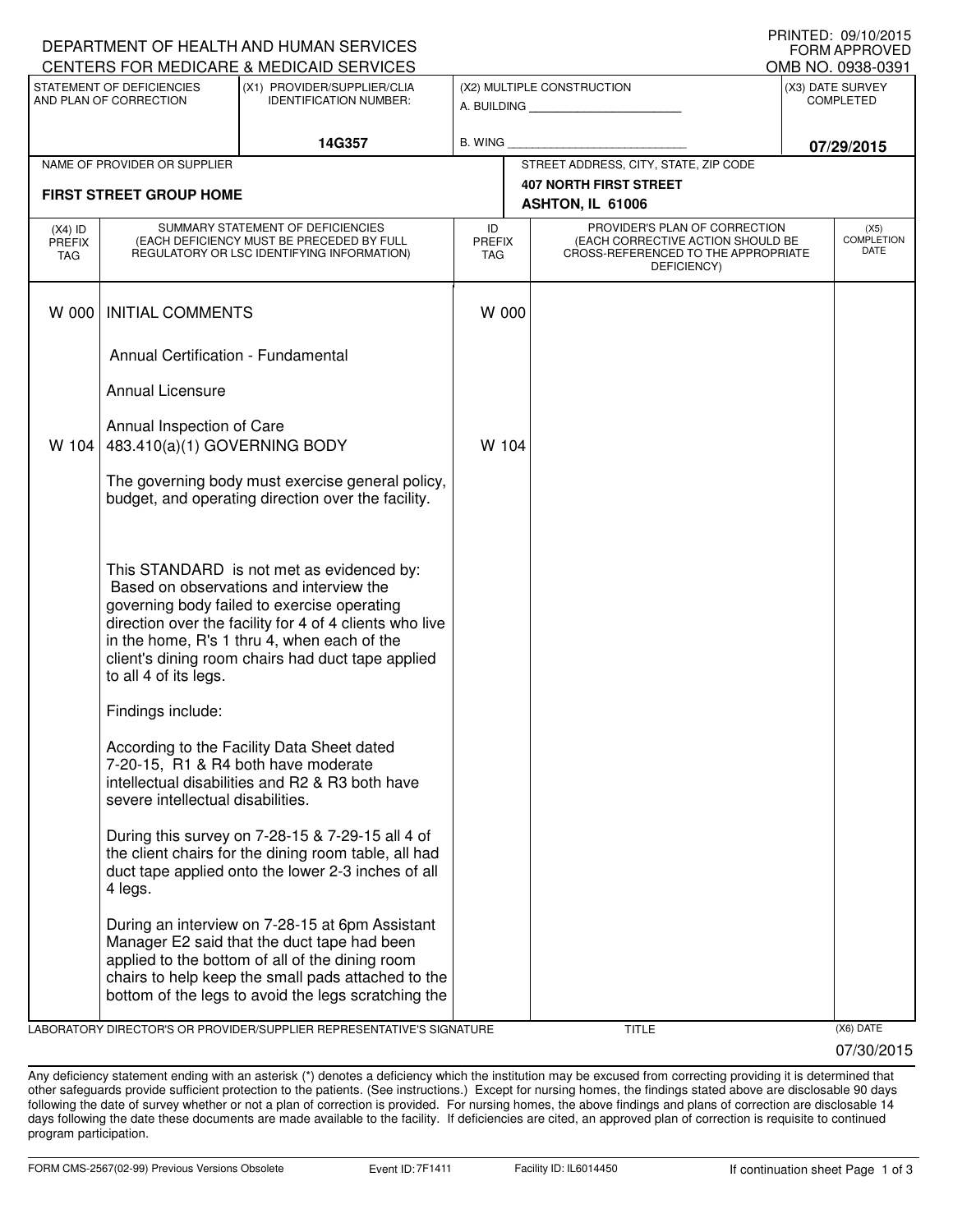DEPARTMENT OF HEALTH AND HUMAN SERVICES
CENTERS FOR MEDICARE & MEDICAID SERVICES

PRINTED: 09/10/2015
FORM APPROVED
OMB NO. 0938-0391

| STATEMENT OF DEFICIENCIES AND PLAN OF CORRECTION | (X1) PROVIDER/SUPPLIER/CLIA IDENTIFICATION NUMBER: | (X2) MULTIPLE CONSTRUCTION | (X3) DATE SURVEY COMPLETED |
|---|---|---|---|
| | 14G357 | A. BUILDING ______ B. WING ______ | 07/29/2015 |

| NAME OF PROVIDER OR SUPPLIER | STREET ADDRESS, CITY, STATE, ZIP CODE |
|---|---|
| **FIRST STREET GROUP HOME** | **407 NORTH FIRST STREET ASHTON, IL 61006** |

| (X4) ID PREFIX TAG | SUMMARY STATEMENT OF DEFICIENCIES (EACH DEFICIENCY MUST BE PRECEDED BY FULL REGULATORY OR LSC IDENTIFYING INFORMATION) | ID PREFIX TAG | PROVIDER'S PLAN OF CORRECTION (EACH CORRECTIVE ACTION SHOULD BE CROSS-REFERENCED TO THE APPROPRIATE DEFICIENCY) | (X5) COMPLETION DATE |
|---|---|---|---|---|
| W 000 | INITIAL COMMENTS<br><br>Annual Certification - Fundamental<br><br>Annual Licensure<br><br>Annual Inspection of Care | W 000 | | |
| W 104 | 483.410(a)(1) GOVERNING BODY<br><br>The governing body must exercise general policy, budget, and operating direction over the facility.<br><br>This STANDARD is not met as evidenced by:<br>Based on observations and interview the governing body failed to exercise operating direction over the facility for 4 of 4 clients who live in the home, R's 1 thru 4, when each of the client's dining room chairs had duct tape applied to all 4 of its legs.<br><br>Findings include:<br><br>According to the Facility Data Sheet dated 7-20-15, R1 & R4 both have moderate intellectual disabilities and R2 & R3 both have severe intellectual disabilities.<br><br>During this survey on 7-28-15 & 7-29-15 all 4 of the client chairs for the dining room table, all had duct tape applied onto the lower 2-3 inches of all 4 legs.<br><br>During an interview on 7-28-15 at 6pm Assistant Manager E2 said that the duct tape had been applied to the bottom of all of the dining room chairs to help keep the small pads attached to the bottom of the legs to avoid the legs scratching the | W 104 | | |

LABORATORY DIRECTOR'S OR PROVIDER/SUPPLIER REPRESENTATIVE'S SIGNATURE | TITLE | (X6) DATE 07/30/2015

Any deficiency statement ending with an asterisk (*) denotes a deficiency which the institution may be excused from correcting providing it is determined that other safeguards provide sufficient protection to the patients. (See instructions.) Except for nursing homes, the findings stated above are disclosable 90 days following the date of survey whether or not a plan of correction is provided. For nursing homes, the above findings and plans of correction are disclosable 14 days following the date these documents are made available to the facility. If deficiencies are cited, an approved plan of correction is requisite to continued program participation.

FORM CMS-2567(02-99) Previous Versions Obsolete | Event ID: 7F1411 | Facility ID: IL6014450 | If continuation sheet Page 1 of 3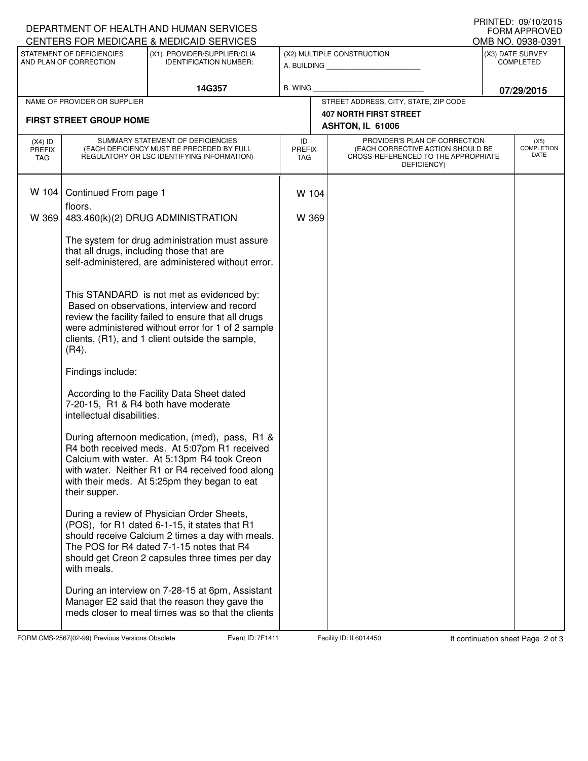DEPARTMENT OF HEALTH AND HUMAN SERVICES
CENTERS FOR MEDICARE & MEDICAID SERVICES

PRINTED: 09/10/2015
FORM APPROVED
OMB NO. 0938-0391

| STATEMENT OF DEFICIENCIES AND PLAN OF CORRECTION | (X1) PROVIDER/SUPPLIER/CLIA IDENTIFICATION NUMBER: | (X2) MULTIPLE CONSTRUCTION | (X3) DATE SURVEY COMPLETED |
|---|---|---|---|
| | 14G357 | A. BUILDING ______ B. WING ______ | 07/29/2015 |

| NAME OF PROVIDER OR SUPPLIER | STREET ADDRESS, CITY, STATE, ZIP CODE |
|---|---|
| FIRST STREET GROUP HOME | 407 NORTH FIRST STREET ASHTON, IL 61006 |

| (X4) ID PREFIX TAG | SUMMARY STATEMENT OF DEFICIENCIES (EACH DEFICIENCY MUST BE PRECEDED BY FULL REGULATORY OR LSC IDENTIFYING INFORMATION) | ID PREFIX TAG | PROVIDER'S PLAN OF CORRECTION (EACH CORRECTIVE ACTION SHOULD BE CROSS-REFERENCED TO THE APPROPRIATE DEFICIENCY) | (X5) COMPLETION DATE |
|---|---|---|---|---|
| W 104 | Continued From page 1<br>floors. | W 104 | | |
| W 369 | 483.460(k)(2) DRUG ADMINISTRATION<br><br>The system for drug administration must assure that all drugs, including those that are self-administered, are administered without error.<br><br>This STANDARD is not met as evidenced by:<br>Based on observations, interview and record review the facility failed to ensure that all drugs were administered without error for 1 of 2 sample clients, (R1), and 1 client outside the sample, (R4).<br><br>Findings include:<br><br>According to the Facility Data Sheet dated 7-20-15, R1 & R4 both have moderate intellectual disabilities.<br><br>During afternoon medication, (med), pass, R1 & R4 both received meds. At 5:07pm R1 received Calcium with water. At 5:13pm R4 took Creon with water. Neither R1 or R4 received food along with their meds. At 5:25pm they began to eat their supper.<br><br>During a review of Physician Order Sheets, (POS), for R1 dated 6-1-15, it states that R1 should receive Calcium 2 times a day with meals. The POS for R4 dated 7-1-15 notes that R4 should get Creon 2 capsules three times per day with meals.<br><br>During an interview on 7-28-15 at 6pm, Assistant Manager E2 said that the reason they gave the meds closer to meal times was so that the clients | W 369 | | |

FORM CMS-2567(02-99) Previous Versions Obsolete Event ID: 7F1411 Facility ID: IL6014450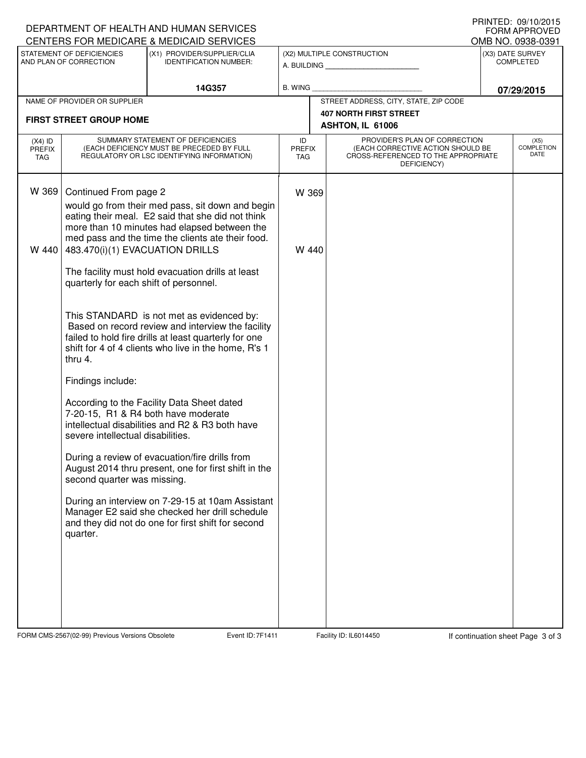DEPARTMENT OF HEALTH AND HUMAN SERVICES
CENTERS FOR MEDICARE & MEDICAID SERVICES

PRINTED: 09/10/2015
FORM APPROVED
OMB NO. 0938-0391

| STATEMENT OF DEFICIENCIES AND PLAN OF CORRECTION | (X1) PROVIDER/SUPPLIER/CLIA IDENTIFICATION NUMBER: | (X2) MULTIPLE CONSTRUCTION | (X3) DATE SURVEY COMPLETED |
|---|---|---|---|
| | 14G357 | A. BUILDING ______ B. WING ______ | 07/29/2015 |

| NAME OF PROVIDER OR SUPPLIER | STREET ADDRESS, CITY, STATE, ZIP CODE |
|---|---|
| FIRST STREET GROUP HOME | 407 NORTH FIRST STREET ASHTON, IL 61006 |

| (X4) ID PREFIX TAG | SUMMARY STATEMENT OF DEFICIENCIES (EACH DEFICIENCY MUST BE PRECEDED BY FULL REGULATORY OR LSC IDENTIFYING INFORMATION) | ID PREFIX TAG | PROVIDER'S PLAN OF CORRECTION (EACH CORRECTIVE ACTION SHOULD BE CROSS-REFERENCED TO THE APPROPRIATE DEFICIENCY) | (X5) COMPLETION DATE |
|---|---|---|---|---|
| W 369 | Continued From page 2<br>would go from their med pass, sit down and begin eating their meal. E2 said that she did not think more than 10 minutes had elapsed between the med pass and the time the clients ate their food. | W 369 | | |
| W 440 | 483.470(i)(1) EVACUATION DRILLS<br><br>The facility must hold evacuation drills at least quarterly for each shift of personnel.<br><br>This STANDARD is not met as evidenced by:<br>Based on record review and interview the facility failed to hold fire drills at least quarterly for one shift for 4 of 4 clients who live in the home, R's 1 thru 4.<br><br>Findings include:<br><br>According to the Facility Data Sheet dated 7-20-15, R1 & R4 both have moderate intellectual disabilities and R2 & R3 both have severe intellectual disabilities.<br><br>During a review of evacuation/fire drills from August 2014 thru present, one for first shift in the second quarter was missing.<br><br>During an interview on 7-29-15 at 10am Assistant Manager E2 said she checked her drill schedule and they did not do one for first shift for second quarter. | W 440 | | |

FORM CMS-2567(02-99) Previous Versions Obsolete | Event ID: 7F1411 | Facility ID: IL6014450